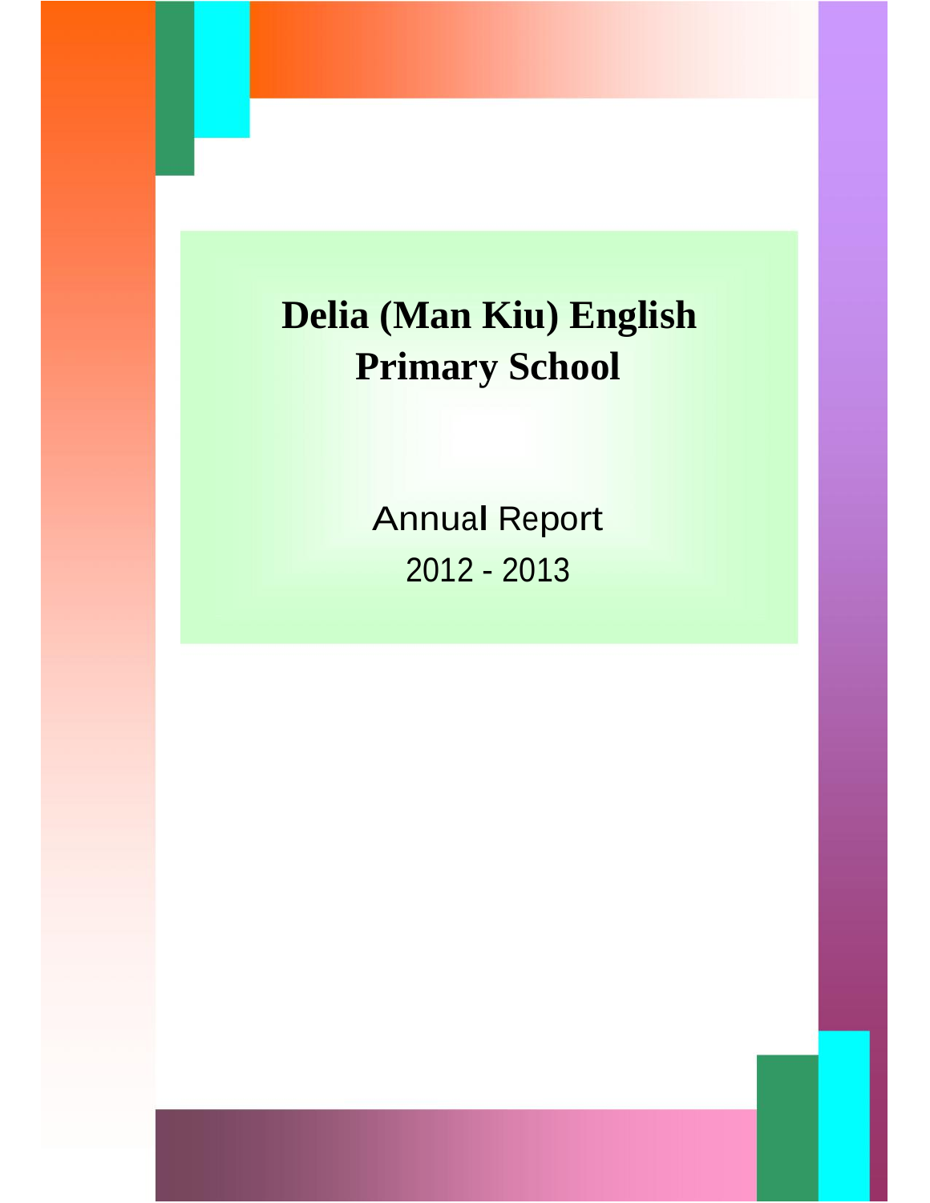# Delia (Man Kiu) English Primary School

Annual Report

2012 - 2013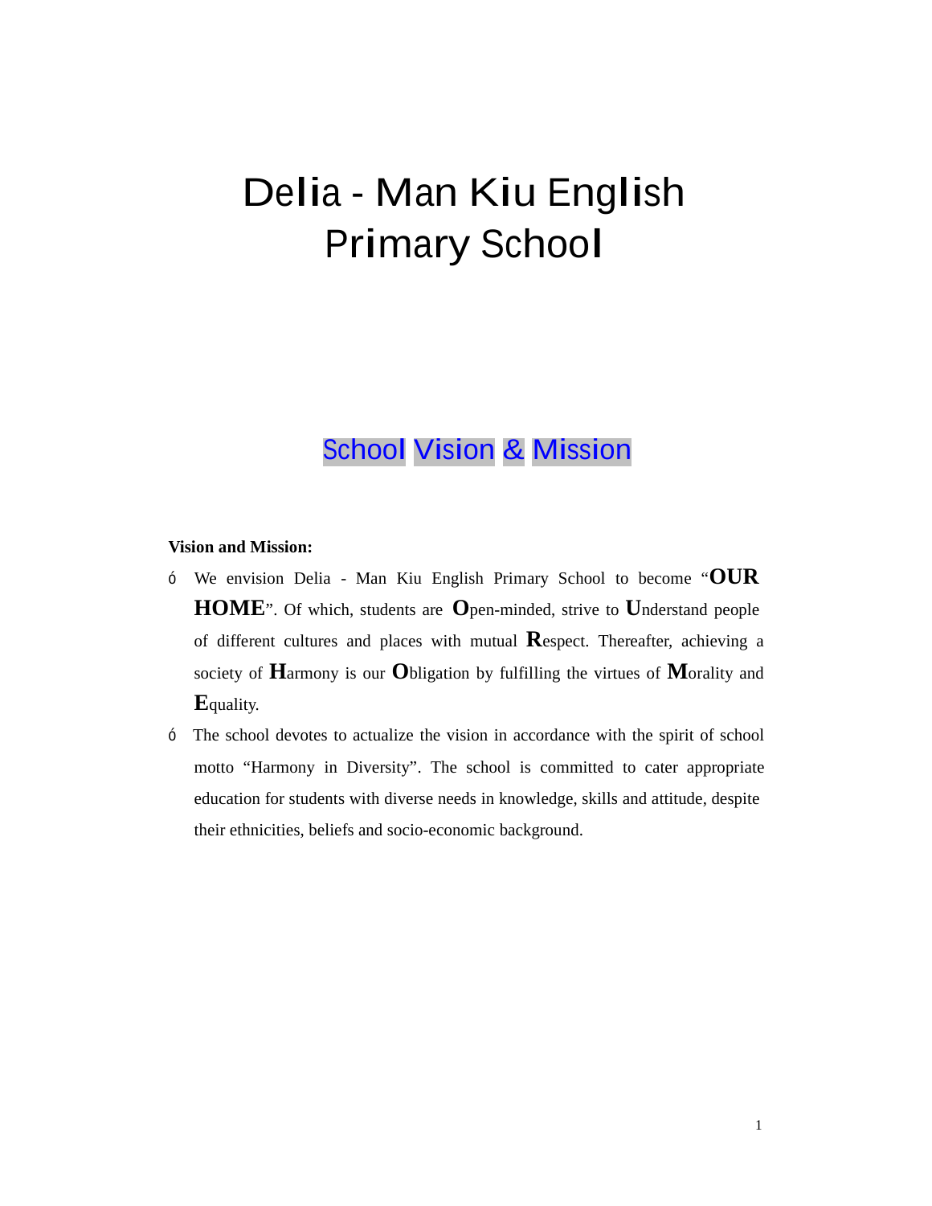# Delia - Man Kiu English Primary School

## School Vision & Mission

**Vision and Mission:**

- We envision Delia - Man Kiu English Primary School to become "**OUR HOME**". Of which, students are **O**pen-minded, strive to **U**nderstand people of different cultures and places with mutual **R**espect. Thereafter, achieving a society of **H**armony is our **O**bligation by fulfilling the virtues of **M**orality and **E**quality.
- The school devotes to actualize the vision in accordance with the spirit of school motto "Harmony in Diversity". The school is committed to cater appropriate education for students with diverse needs in knowledge, skills and attitude, despite their ethnicities, beliefs and socio-economic background.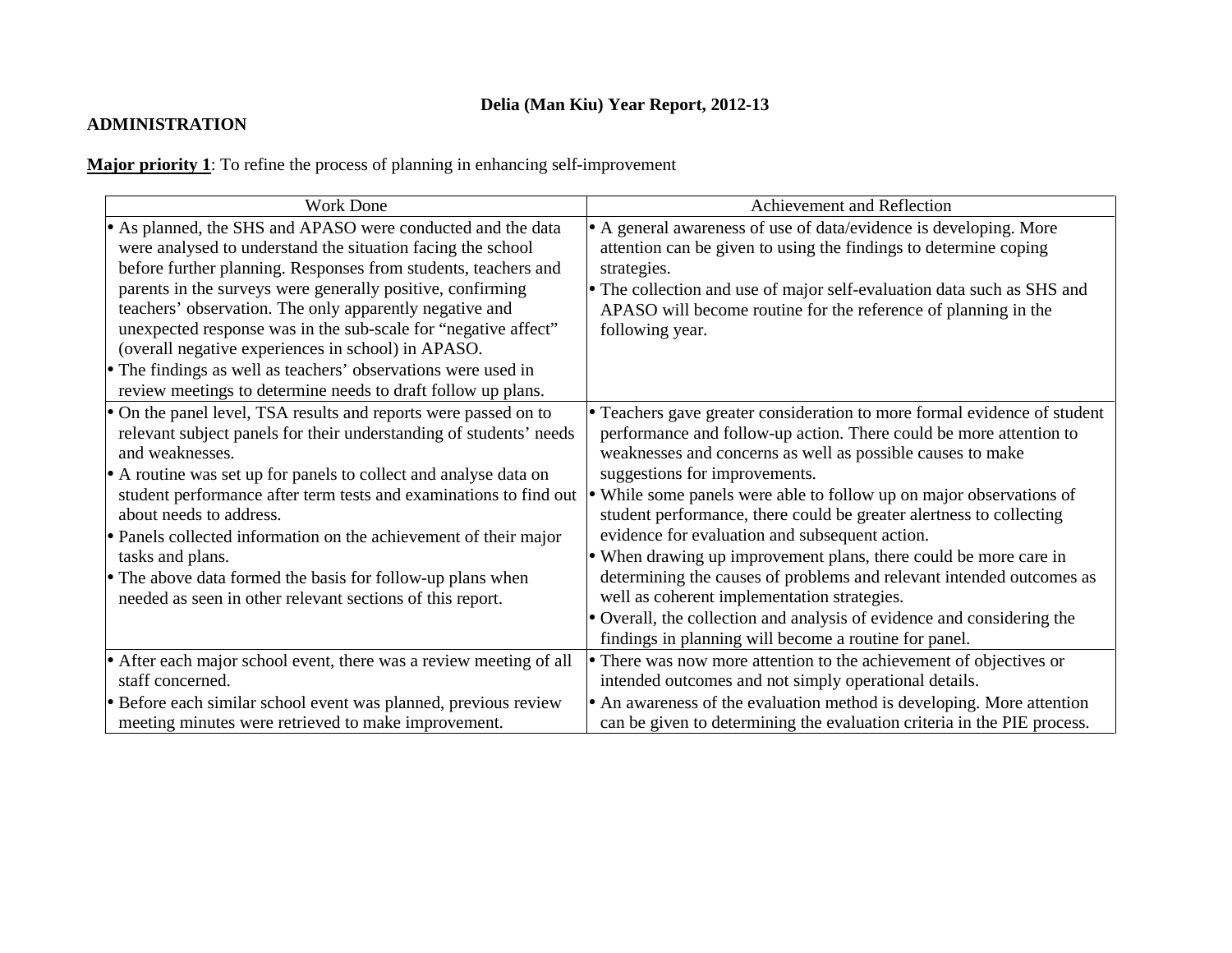# Delia (Man Kiu) Year Report, 2012-13

## ADMINISTRATION

**Major priority 1**: To refine the process of planning in enhancing self-improvement

| Work Done | Achievement and Reflection |
|---|---|
| • As planned, the SHS and APASO were conducted and the data were analysed to understand the situation facing the school before further planning. Responses from students, teachers and parents in the surveys were generally positive, confirming teachers' observation. The only apparently negative and unexpected response was in the sub-scale for "negative affect" (overall negative experiences in school) in APASO.<br>• The findings as well as teachers' observations were used in review meetings to determine needs to draft follow up plans. | • A general awareness of use of data/evidence is developing. More attention can be given to using the findings to determine coping strategies.<br>• The collection and use of major self-evaluation data such as SHS and APASO will become routine for the reference of planning in the following year. |
| • On the panel level, TSA results and reports were passed on to relevant subject panels for their understanding of students' needs and weaknesses.<br>• A routine was set up for panels to collect and analyse data on student performance after term tests and examinations to find out about needs to address.<br>• Panels collected information on the achievement of their major tasks and plans.<br>• The above data formed the basis for follow-up plans when needed as seen in other relevant sections of this report. | • Teachers gave greater consideration to more formal evidence of student performance and follow-up action. There could be more attention to weaknesses and concerns as well as possible causes to make suggestions for improvements.<br>• While some panels were able to follow up on major observations of student performance, there could be greater alertness to collecting evidence for evaluation and subsequent action.<br>• When drawing up improvement plans, there could be more care in determining the causes of problems and relevant intended outcomes as well as coherent implementation strategies.<br>• Overall, the collection and analysis of evidence and considering the findings in planning will become a routine for panel. |
| • After each major school event, there was a review meeting of all staff concerned.<br>• Before each similar school event was planned, previous review meeting minutes were retrieved to make improvement. | • There was now more attention to the achievement of objectives or intended outcomes and not simply operational details.<br>• An awareness of the evaluation method is developing. More attention can be given to determining the evaluation criteria in the PIE process. |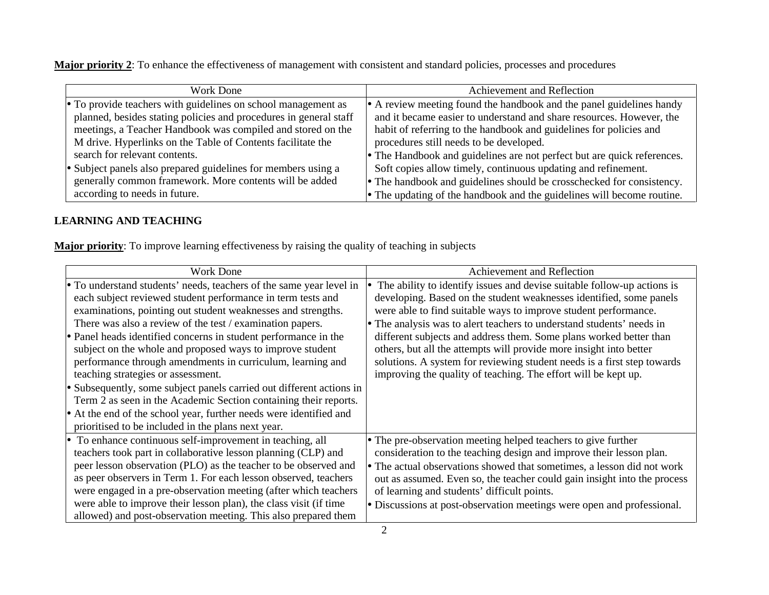**Major priority 2**: To enhance the effectiveness of management with consistent and standard policies, processes and procedures

| Work Done | Achievement and Reflection |
|---|---|
| • To provide teachers with guidelines on school management as planned, besides stating policies and procedures in general staff meetings, a Teacher Handbook was compiled and stored on the M drive. Hyperlinks on the Table of Contents facilitate the search for relevant contents.<br>• Subject panels also prepared guidelines for members using a generally common framework. More contents will be added according to needs in future. | • A review meeting found the handbook and the panel guidelines handy and it became easier to understand and share resources. However, the habit of referring to the handbook and guidelines for policies and procedures still needs to be developed.<br>• The Handbook and guidelines are not perfect but are quick references. Soft copies allow timely, continuous updating and refinement.<br>• The handbook and guidelines should be crosschecked for consistency.<br>• The updating of the handbook and the guidelines will become routine. |

## LEARNING AND TEACHING

**Major priority**: To improve learning effectiveness by raising the quality of teaching in subjects

| Work Done | Achievement and Reflection |
|---|---|
| • To understand students' needs, teachers of the same year level in each subject reviewed student performance in term tests and examinations, pointing out student weaknesses and strengths. There was also a review of the test / examination papers.<br>• Panel heads identified concerns in student performance in the subject on the whole and proposed ways to improve student performance through amendments in curriculum, learning and teaching strategies or assessment.<br>• Subsequently, some subject panels carried out different actions in Term 2 as seen in the Academic Section containing their reports.<br>• At the end of the school year, further needs were identified and prioritised to be included in the plans next year. | • The ability to identify issues and devise suitable follow-up actions is developing. Based on the student weaknesses identified, some panels were able to find suitable ways to improve student performance.<br>• The analysis was to alert teachers to understand students' needs in different subjects and address them. Some plans worked better than others, but all the attempts will provide more insight into better solutions. A system for reviewing student needs is a first step towards improving the quality of teaching. The effort will be kept up. |
| • To enhance continuous self-improvement in teaching, all teachers took part in collaborative lesson planning (CLP) and peer lesson observation (PLO) as the teacher to be observed and as peer observers in Term 1. For each lesson observed, teachers were engaged in a pre-observation meeting (after which teachers were able to improve their lesson plan), the class visit (if time allowed) and post-observation meeting. This also prepared them | • The pre-observation meeting helped teachers to give further consideration to the teaching design and improve their lesson plan.<br>• The actual observations showed that sometimes, a lesson did not work out as assumed. Even so, the teacher could gain insight into the process of learning and students' difficult points.<br>• Discussions at post-observation meetings were open and professional. |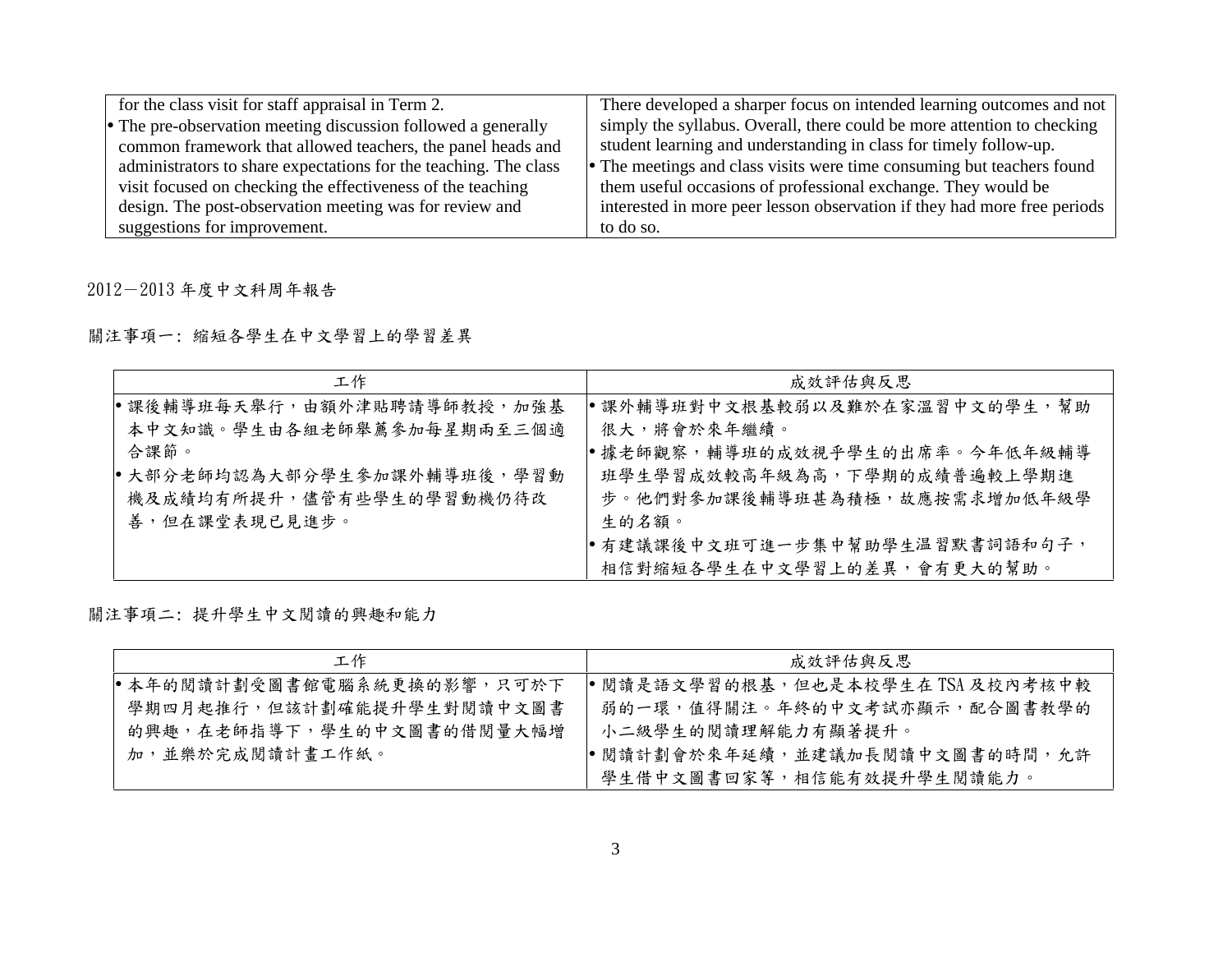| | |
|---|---|
| for the class visit for staff appraisal in Term 2.<br>• The pre-observation meeting discussion followed a generally common framework that allowed teachers, the panel heads and administrators to share expectations for the teaching. The class visit focused on checking the effectiveness of the teaching design. The post-observation meeting was for review and suggestions for improvement. | There developed a sharper focus on intended learning outcomes and not simply the syllabus. Overall, there could be more attention to checking student learning and understanding in class for timely follow-up.<br>• The meetings and class visits were time consuming but teachers found them useful occasions of professional exchange. They would be interested in more peer lesson observation if they had more free periods to do so. |

2012－2013 年度中文科周年報告

關注事項一: 縮短各學生在中文學習上的學習差異

| 工作 | 成效評估與反思 |
|---|---|
| • 課後輔導班每天舉行，由額外津貼聘請導師教授，加強基本中文知識。學生由各組老師舉薦參加每星期兩至三個適合課節。<br>• 大部分老師均認為大部分學生參加課外輔導班後，學習動機及成績均有所提升，儘管有些學生的學習動機仍待改善，但在課堂表現已見進步。 | • 課外輔導班對中文根基較弱以及難於在家溫習中文的學生，幫助很大，將會於來年繼續。<br>• 據老師觀察，輔導班的成效視乎學生的出席率。今年低年級輔導班學生學習成效較高年級為高，下學期的成績普遍較上學期進步。他們對參加課後輔導班甚為積極，故應按需求增加低年級學生的名額。<br>• 有建議課後中文班可進一步集中幫助學生溫習默書詞語和句子，相信對縮短各學生在中文學習上的差異，會有更大的幫助。 |

關注事項二: 提升學生中文閱讀的興趣和能力

| 工作 | 成效評估與反思 |
|---|---|
| • 本年的閱讀計劃受圖書館電腦系統更換的影響，只可於下學期四月起推行，但該計劃確能提升學生對閱讀中文圖書的興趣，在老師指導下，學生的中文圖書的借閱量大幅增加，並樂於完成閱讀計畫工作紙。 | • 閱讀是語文學習的根基，但也是本校學生在 TSA 及校內考核中較弱的一環，值得關注。年終的中文考試亦顯示，配合圖書教學的小二級學生的閱讀理解能力有顯著提升。<br>• 閱讀計劃會於來年延續，並建議加長閱讀中文圖書的時間，允許學生借中文圖書回家等，相信能有效提升學生閱讀能力。 |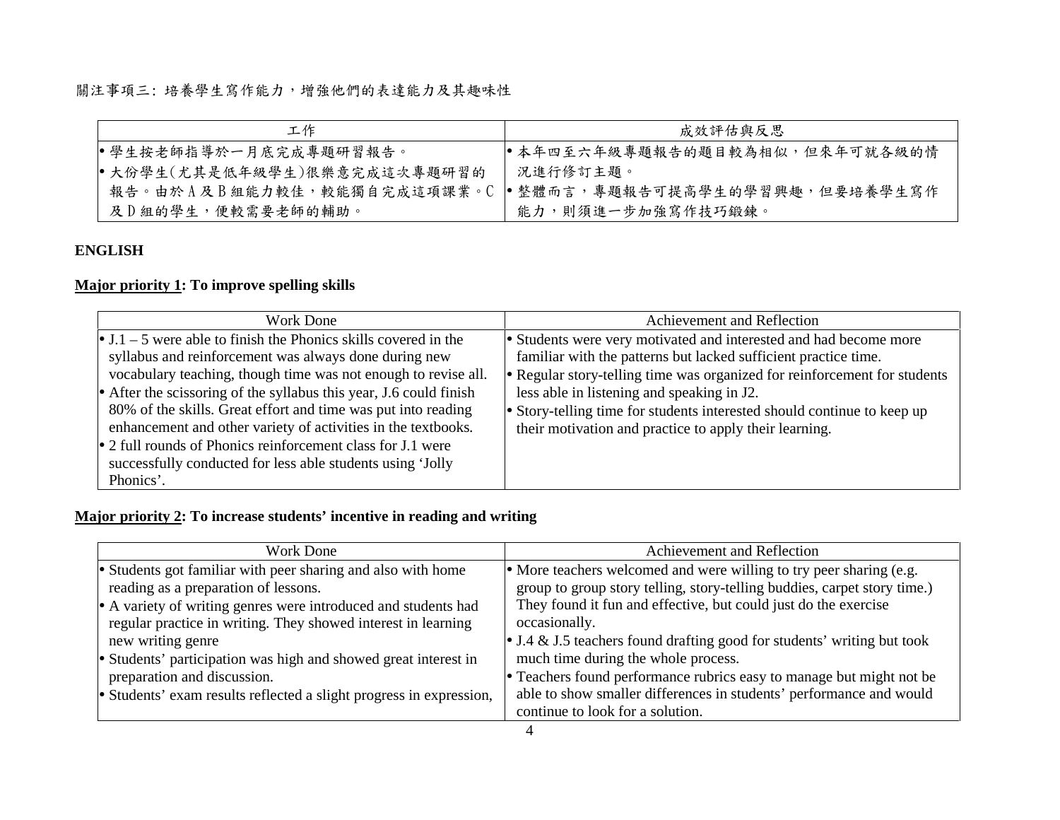關注事項三：培養學生寫作能力，增強他們的表達能力及其趣味性

| 工作 | 成效評估與反思 |
| --- | --- |
| • 學生按老師指導於一月底完成專題研習報告。<br>• 大份學生(尤其是低年級學生)很樂意完成這次專題研習的報告。由於 A 及 B 組能力較佳，較能獨自完成這項課業。C 及 D 組的學生，便較需要老師的輔助。 | • 本年四至六年級專題報告的題目較為相似，但來年可就各級的情況進行修訂主題。<br>• 整體而言，專題報告可提高學生的學習興趣，但要培養學生寫作能力，則須進一步加強寫作技巧鍛鍊。 |

**ENGLISH**

**<u>Major priority 1</u>: To improve spelling skills**

| Work Done | Achievement and Reflection |
| --- | --- |
| • J.1 – 5 were able to finish the Phonics skills covered in the syllabus and reinforcement was always done during new vocabulary teaching, though time was not enough to revise all.<br>• After the scissoring of the syllabus this year, J.6 could finish 80% of the skills. Great effort and time was put into reading enhancement and other variety of activities in the textbooks.<br>• 2 full rounds of Phonics reinforcement class for J.1 were successfully conducted for less able students using 'Jolly Phonics'. | • Students were very motivated and interested and had become more familiar with the patterns but lacked sufficient practice time.<br>• Regular story-telling time was organized for reinforcement for students less able in listening and speaking in J2.<br>• Story-telling time for students interested should continue to keep up their motivation and practice to apply their learning. |

**<u>Major priority 2</u>: To increase students' incentive in reading and writing**

| Work Done | Achievement and Reflection |
| --- | --- |
| • Students got familiar with peer sharing and also with home reading as a preparation of lessons.<br>• A variety of writing genres were introduced and students had regular practice in writing. They showed interest in learning new writing genre<br>• Students' participation was high and showed great interest in preparation and discussion.<br>• Students' exam results reflected a slight progress in expression, | • More teachers welcomed and were willing to try peer sharing (e.g. group to group story telling, story-telling buddies, carpet story time.) They found it fun and effective, but could just do the exercise occasionally.<br>• J.4 & J.5 teachers found drafting good for students' writing but took much time during the whole process.<br>• Teachers found performance rubrics easy to manage but might not be able to show smaller differences in students' performance and would continue to look for a solution. |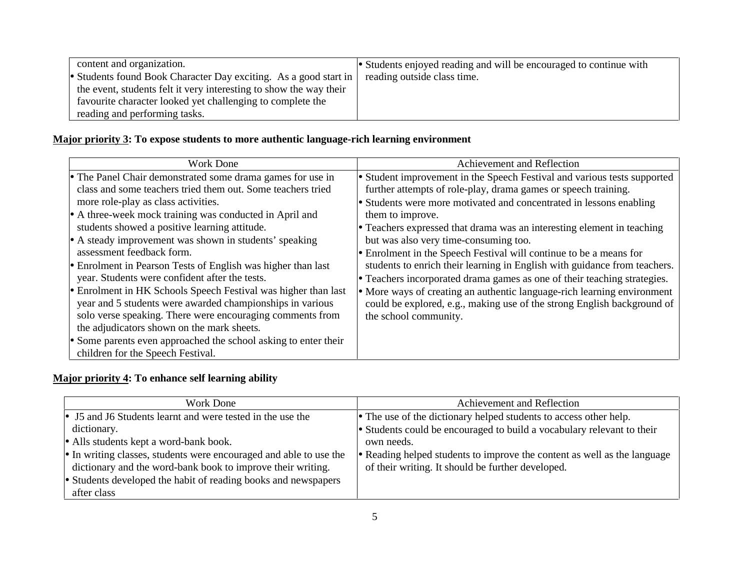| | |
|---|---|
| content and organization.<br>• Students found Book Character Day exciting. As a good start in the event, students felt it very interesting to show the way their favourite character looked yet challenging to complete the reading and performing tasks. | • Students enjoyed reading and will be encouraged to continue with reading outside class time. |

**Major priority 3: To expose students to more authentic language-rich learning environment**

| Work Done | Achievement and Reflection |
|---|---|
| • The Panel Chair demonstrated some drama games for use in class and some teachers tried them out. Some teachers tried more role-play as class activities.<br>• A three-week mock training was conducted in April and students showed a positive learning attitude.<br>• A steady improvement was shown in students' speaking assessment feedback form.<br>• Enrolment in Pearson Tests of English was higher than last year. Students were confident after the tests.<br>• Enrolment in HK Schools Speech Festival was higher than last year and 5 students were awarded championships in various solo verse speaking. There were encouraging comments from the adjudicators shown on the mark sheets.<br>• Some parents even approached the school asking to enter their children for the Speech Festival. | • Student improvement in the Speech Festival and various tests supported further attempts of role-play, drama games or speech training.<br>• Students were more motivated and concentrated in lessons enabling them to improve.<br>• Teachers expressed that drama was an interesting element in teaching but was also very time-consuming too.<br>• Enrolment in the Speech Festival will continue to be a means for students to enrich their learning in English with guidance from teachers.<br>• Teachers incorporated drama games as one of their teaching strategies.<br>• More ways of creating an authentic language-rich learning environment could be explored, e.g., making use of the strong English background of the school community. |

**Major priority 4: To enhance self learning ability**

| Work Done | Achievement and Reflection |
|---|---|
| • J5 and J6 Students learnt and were tested in the use the dictionary.<br>• Alls students kept a word-bank book.<br>• In writing classes, students were encouraged and able to use the dictionary and the word-bank book to improve their writing.<br>• Students developed the habit of reading books and newspapers after class | • The use of the dictionary helped students to access other help.<br>• Students could be encouraged to build a vocabulary relevant to their own needs.<br>• Reading helped students to improve the content as well as the language of their writing. It should be further developed. |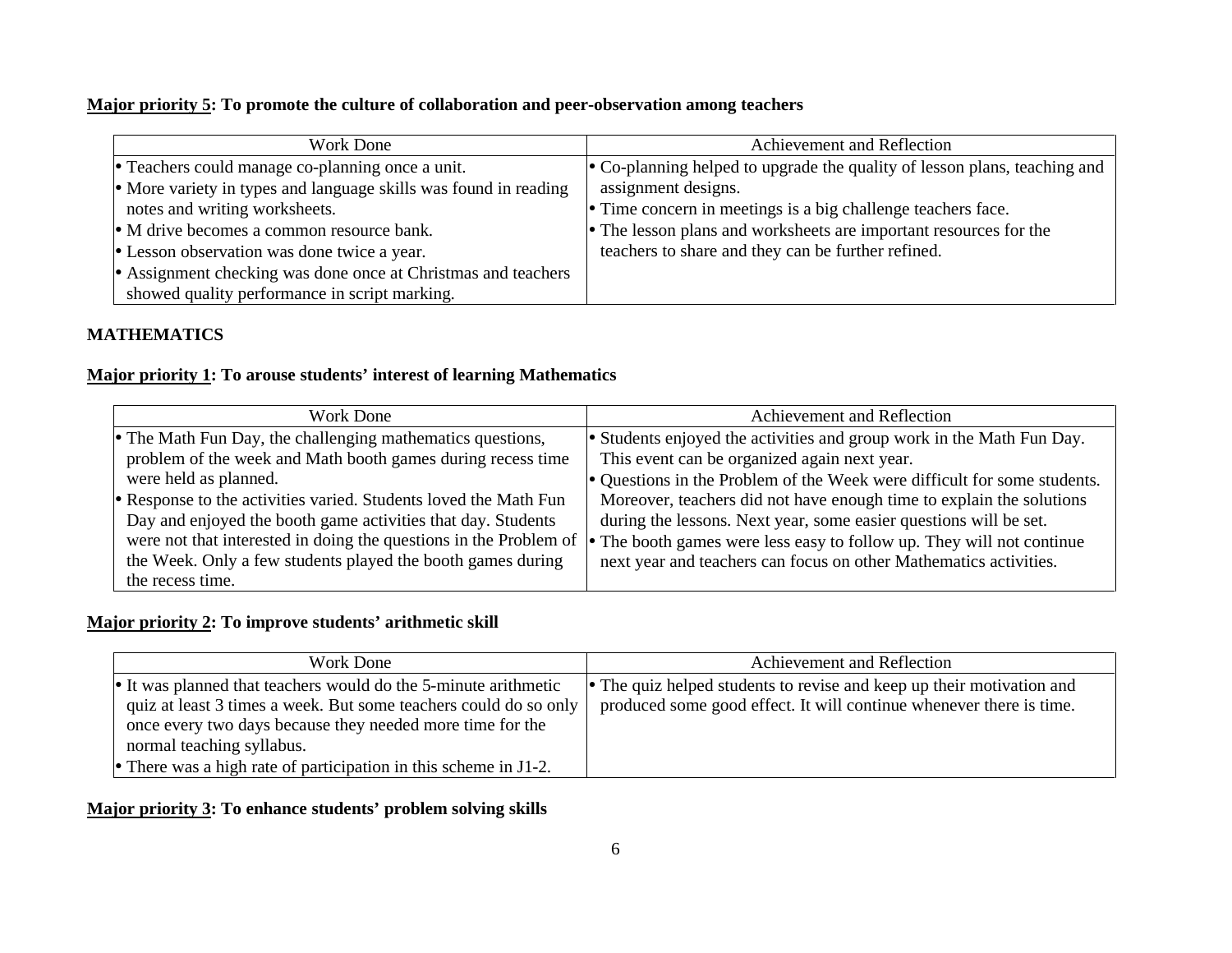**Major priority 5: To promote the culture of collaboration and peer-observation among teachers**

| Work Done | Achievement and Reflection |
|---|---|
| • Teachers could manage co-planning once a unit.<br>• More variety in types and language skills was found in reading notes and writing worksheets.<br>• M drive becomes a common resource bank.<br>• Lesson observation was done twice a year.<br>• Assignment checking was done once at Christmas and teachers showed quality performance in script marking. | • Co-planning helped to upgrade the quality of lesson plans, teaching and assignment designs.<br>• Time concern in meetings is a big challenge teachers face.<br>• The lesson plans and worksheets are important resources for the teachers to share and they can be further refined. |

## MATHEMATICS

**Major priority 1: To arouse students' interest of learning Mathematics**

| Work Done | Achievement and Reflection |
|---|---|
| • The Math Fun Day, the challenging mathematics questions, problem of the week and Math booth games during recess time were held as planned.<br>• Response to the activities varied. Students loved the Math Fun Day and enjoyed the booth game activities that day. Students were not that interested in doing the questions in the Problem of the Week. Only a few students played the booth games during the recess time. | • Students enjoyed the activities and group work in the Math Fun Day. This event can be organized again next year.<br>• Questions in the Problem of the Week were difficult for some students. Moreover, teachers did not have enough time to explain the solutions during the lessons. Next year, some easier questions will be set.<br>• The booth games were less easy to follow up. They will not continue next year and teachers can focus on other Mathematics activities. |

**Major priority 2: To improve students' arithmetic skill**

| Work Done | Achievement and Reflection |
|---|---|
| • It was planned that teachers would do the 5-minute arithmetic quiz at least 3 times a week. But some teachers could do so only once every two days because they needed more time for the normal teaching syllabus.<br>• There was a high rate of participation in this scheme in J1-2. | • The quiz helped students to revise and keep up their motivation and produced some good effect. It will continue whenever there is time. |

**Major priority 3: To enhance students' problem solving skills**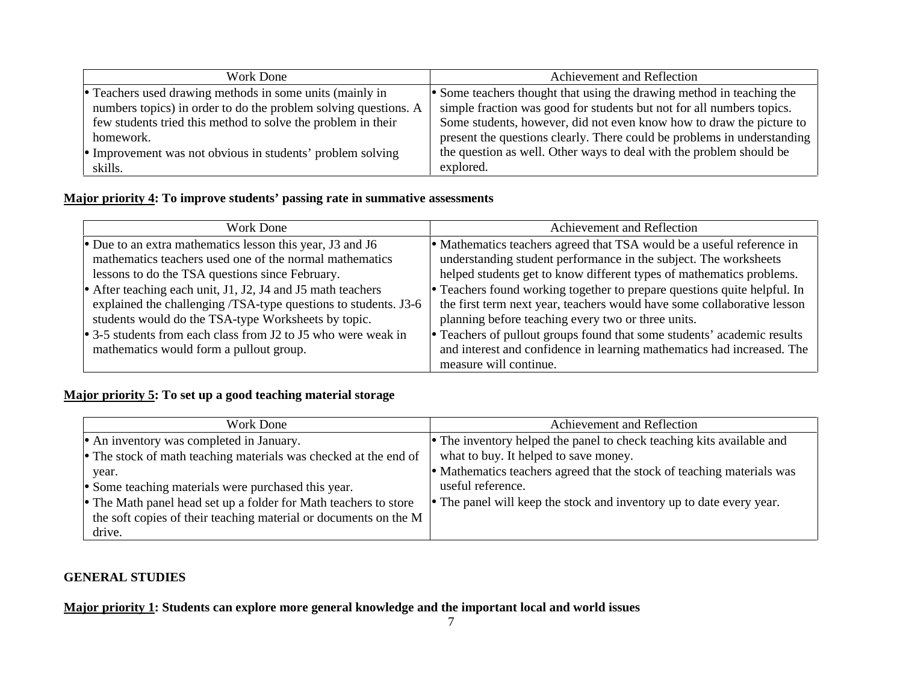| Work Done | Achievement and Reflection |
| --- | --- |
| • Teachers used drawing methods in some units (mainly in numbers topics) in order to do the problem solving questions. A few students tried this method to solve the problem in their homework.<br>• Improvement was not obvious in students' problem solving skills. | • Some teachers thought that using the drawing method in teaching the simple fraction was good for students but not for all numbers topics. Some students, however, did not even know how to draw the picture to present the questions clearly. There could be problems in understanding the question as well. Other ways to deal with the problem should be explored. |

**<u>Major priority 4</u>: To improve students' passing rate in summative assessments**

| Work Done | Achievement and Reflection |
| --- | --- |
| • Due to an extra mathematics lesson this year, J3 and J6 mathematics teachers used one of the normal mathematics lessons to do the TSA questions since February.<br>• After teaching each unit, J1, J2, J4 and J5 math teachers explained the challenging /TSA-type questions to students. J3-6 students would do the TSA-type Worksheets by topic.<br>• 3-5 students from each class from J2 to J5 who were weak in mathematics would form a pullout group. | • Mathematics teachers agreed that TSA would be a useful reference in understanding student performance in the subject. The worksheets helped students get to know different types of mathematics problems.<br>• Teachers found working together to prepare questions quite helpful. In the first term next year, teachers would have some collaborative lesson planning before teaching every two or three units.<br>• Teachers of pullout groups found that some students' academic results and interest and confidence in learning mathematics had increased. The measure will continue. |

**<u>Major priority 5</u>: To set up a good teaching material storage**

| Work Done | Achievement and Reflection |
| --- | --- |
| • An inventory was completed in January.<br>• The stock of math teaching materials was checked at the end of year.<br>• Some teaching materials were purchased this year.<br>• The Math panel head set up a folder for Math teachers to store the soft copies of their teaching material or documents on the M drive. | • The inventory helped the panel to check teaching kits available and what to buy. It helped to save money.<br>• Mathematics teachers agreed that the stock of teaching materials was useful reference.<br>• The panel will keep the stock and inventory up to date every year. |

## GENERAL STUDIES

**<u>Major priority 1</u>: Students can explore more general knowledge and the important local and world issues**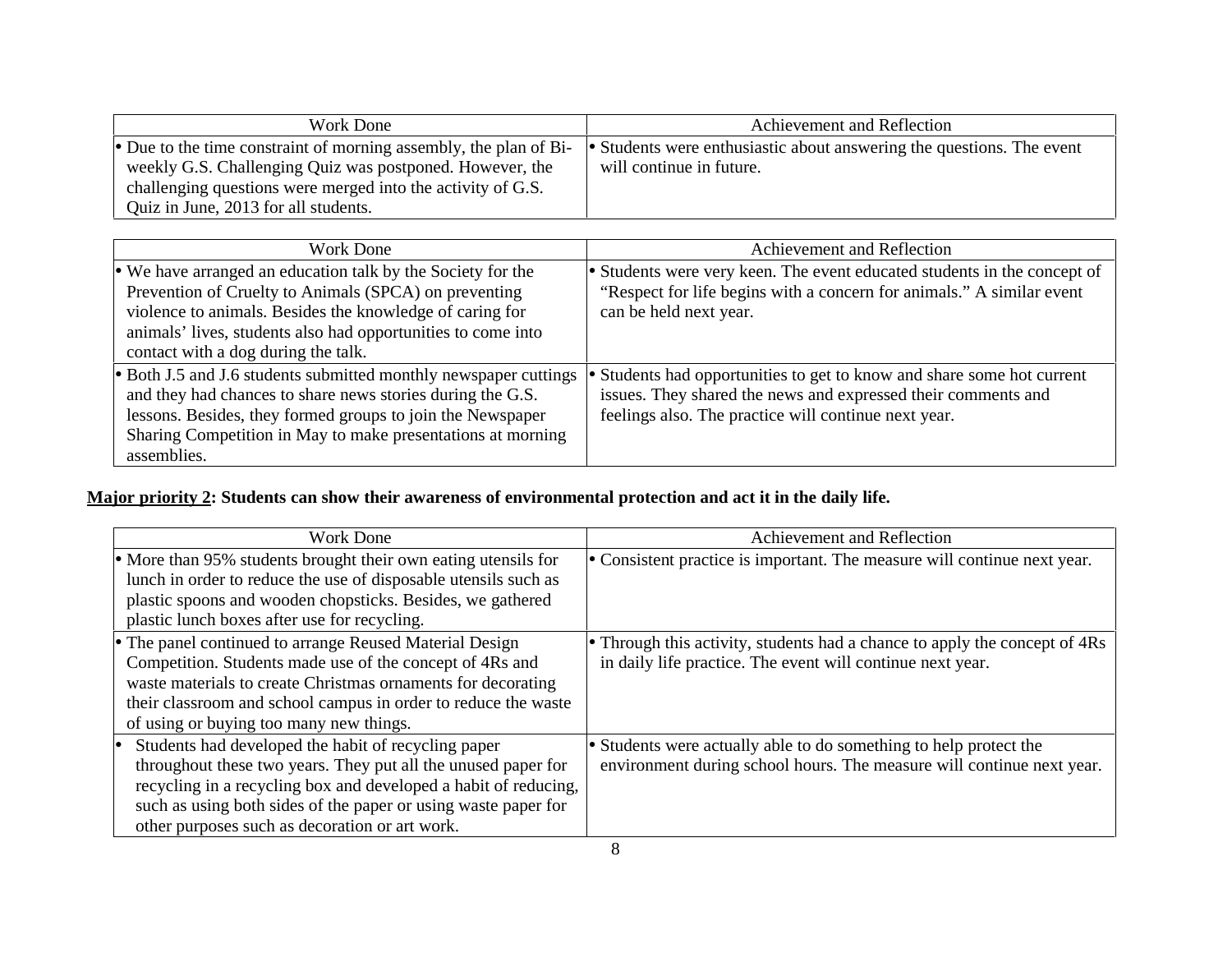| Work Done | Achievement and Reflection |
|---|---|
| • Due to the time constraint of morning assembly, the plan of Bi-weekly G.S. Challenging Quiz was postponed. However, the challenging questions were merged into the activity of G.S. Quiz in June, 2013 for all students. | • Students were enthusiastic about answering the questions. The event will continue in future. |

| Work Done | Achievement and Reflection |
|---|---|
| • We have arranged an education talk by the Society for the Prevention of Cruelty to Animals (SPCA) on preventing violence to animals. Besides the knowledge of caring for animals' lives, students also had opportunities to come into contact with a dog during the talk. | • Students were very keen. The event educated students in the concept of "Respect for life begins with a concern for animals." A similar event can be held next year. |
| • Both J.5 and J.6 students submitted monthly newspaper cuttings and they had chances to share news stories during the G.S. lessons. Besides, they formed groups to join the Newspaper Sharing Competition in May to make presentations at morning assemblies. | • Students had opportunities to get to know and share some hot current issues. They shared the news and expressed their comments and feelings also. The practice will continue next year. |

**<u>Major priority 2</u>: Students can show their awareness of environmental protection and act it in the daily life.**

| Work Done | Achievement and Reflection |
|---|---|
| • More than 95% students brought their own eating utensils for lunch in order to reduce the use of disposable utensils such as plastic spoons and wooden chopsticks. Besides, we gathered plastic lunch boxes after use for recycling. | • Consistent practice is important. The measure will continue next year. |
| • The panel continued to arrange Reused Material Design Competition. Students made use of the concept of 4Rs and waste materials to create Christmas ornaments for decorating their classroom and school campus in order to reduce the waste of using or buying too many new things. | • Through this activity, students had a chance to apply the concept of 4Rs in daily life practice. The event will continue next year. |
| • Students had developed the habit of recycling paper throughout these two years. They put all the unused paper for recycling in a recycling box and developed a habit of reducing, such as using both sides of the paper or using waste paper for other purposes such as decoration or art work. | • Students were actually able to do something to help protect the environment during school hours. The measure will continue next year. |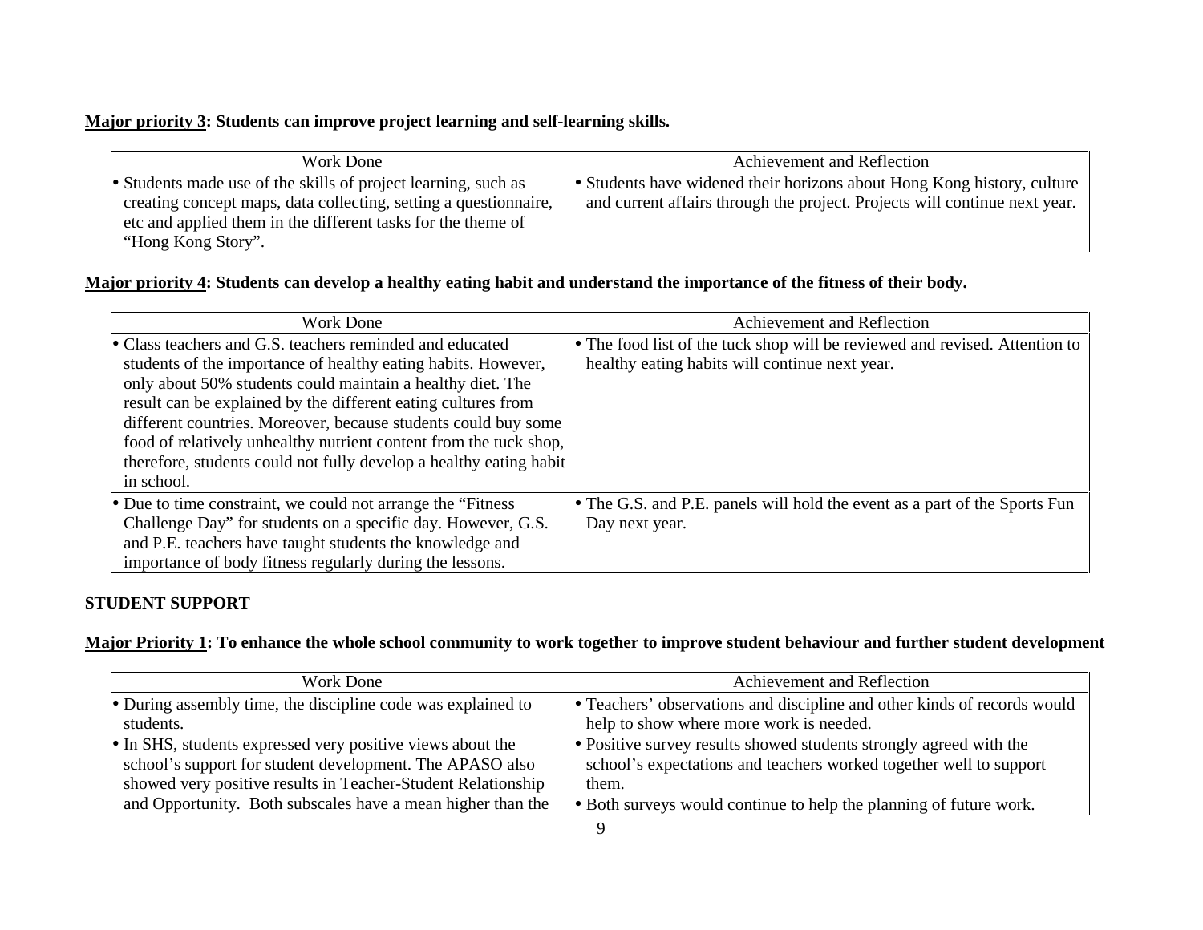**Major priority 3: Students can improve project learning and self-learning skills.**

| Work Done | Achievement and Reflection |
| --- | --- |
| • Students made use of the skills of project learning, such as creating concept maps, data collecting, setting a questionnaire, etc and applied them in the different tasks for the theme of "Hong Kong Story". | • Students have widened their horizons about Hong Kong history, culture and current affairs through the project. Projects will continue next year. |

**Major priority 4: Students can develop a healthy eating habit and understand the importance of the fitness of their body.**

| Work Done | Achievement and Reflection |
| --- | --- |
| • Class teachers and G.S. teachers reminded and educated students of the importance of healthy eating habits. However, only about 50% students could maintain a healthy diet. The result can be explained by the different eating cultures from different countries. Moreover, because students could buy some food of relatively unhealthy nutrient content from the tuck shop, therefore, students could not fully develop a healthy eating habit in school. | • The food list of the tuck shop will be reviewed and revised. Attention to healthy eating habits will continue next year. |
| • Due to time constraint, we could not arrange the "Fitness Challenge Day" for students on a specific day. However, G.S. and P.E. teachers have taught students the knowledge and importance of body fitness regularly during the lessons. | • The G.S. and P.E. panels will hold the event as a part of the Sports Fun Day next year. |

**STUDENT SUPPORT**

**Major Priority 1: To enhance the whole school community to work together to improve student behaviour and further student development**

| Work Done | Achievement and Reflection |
| --- | --- |
| • During assembly time, the discipline code was explained to students.<br>• In SHS, students expressed very positive views about the school's support for student development. The APASO also showed very positive results in Teacher-Student Relationship and Opportunity. Both subscales have a mean higher than the | • Teachers' observations and discipline and other kinds of records would help to show where more work is needed.<br>• Positive survey results showed students strongly agreed with the school's expectations and teachers worked together well to support them.<br>• Both surveys would continue to help the planning of future work. |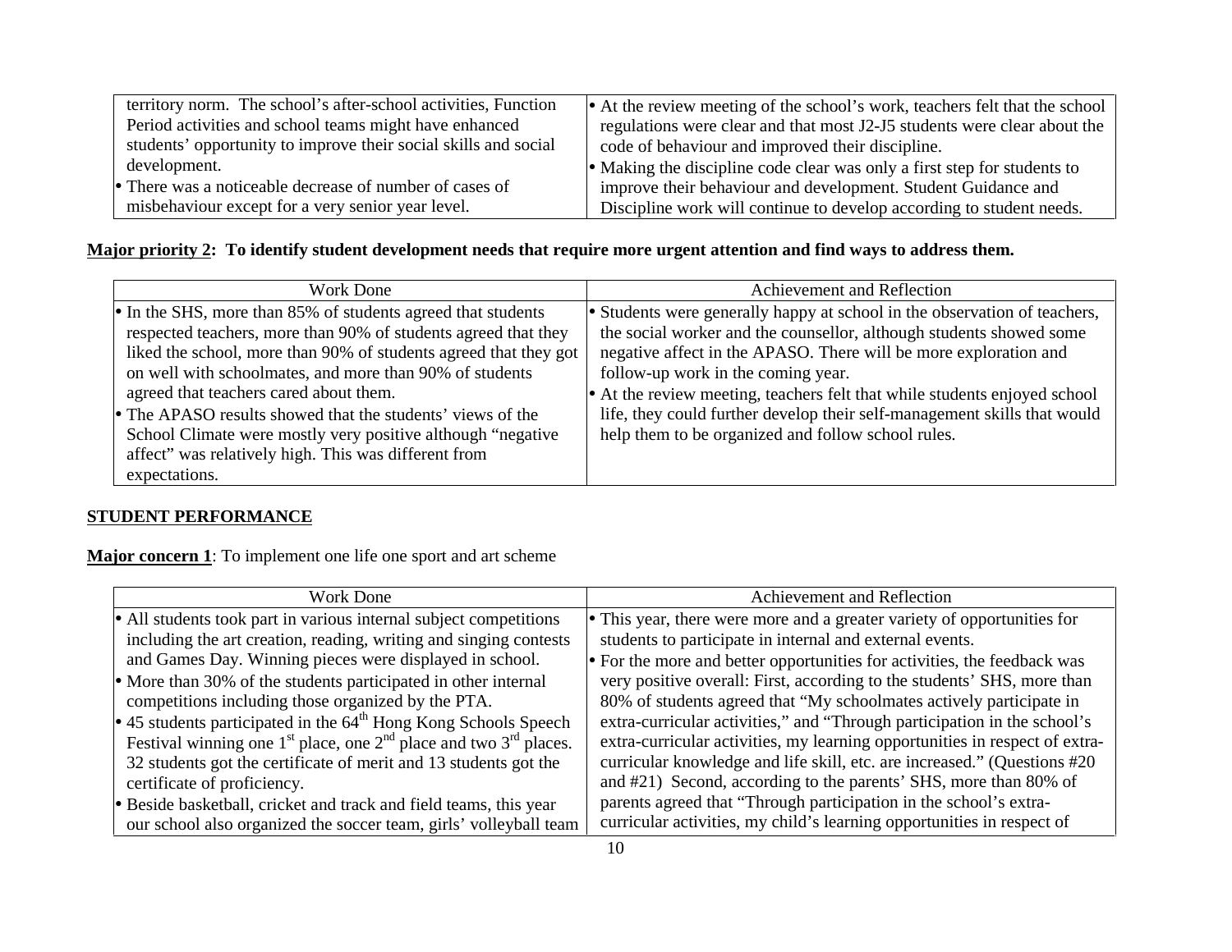| | |
|---|---|
| territory norm. The school's after-school activities, Function Period activities and school teams might have enhanced students' opportunity to improve their social skills and social development.<br>• There was a noticeable decrease of number of cases of misbehaviour except for a very senior year level. | • At the review meeting of the school's work, teachers felt that the school regulations were clear and that most J2-J5 students were clear about the code of behaviour and improved their discipline.<br>• Making the discipline code clear was only a first step for students to improve their behaviour and development. Student Guidance and Discipline work will continue to develop according to student needs. |

**Major priority 2: To identify student development needs that require more urgent attention and find ways to address them.**

| Work Done | Achievement and Reflection |
|---|---|
| • In the SHS, more than 85% of students agreed that students respected teachers, more than 90% of students agreed that they liked the school, more than 90% of students agreed that they got on well with schoolmates, and more than 90% of students agreed that teachers cared about them.<br>• The APASO results showed that the students' views of the School Climate were mostly very positive although "negative affect" was relatively high. This was different from expectations. | • Students were generally happy at school in the observation of teachers, the social worker and the counsellor, although students showed some negative affect in the APASO. There will be more exploration and follow-up work in the coming year.<br>• At the review meeting, teachers felt that while students enjoyed school life, they could further develop their self-management skills that would help them to be organized and follow school rules. |

## STUDENT PERFORMANCE

**Major concern 1**: To implement one life one sport and art scheme

| Work Done | Achievement and Reflection |
|---|---|
| • All students took part in various internal subject competitions including the art creation, reading, writing and singing contests and Games Day. Winning pieces were displayed in school.<br>• More than 30% of the students participated in other internal competitions including those organized by the PTA.<br>• 45 students participated in the 64th Hong Kong Schools Speech Festival winning one 1st place, one 2nd place and two 3rd places. 32 students got the certificate of merit and 13 students got the certificate of proficiency.<br>• Beside basketball, cricket and track and field teams, this year our school also organized the soccer team, girls' volleyball team | • This year, there were more and a greater variety of opportunities for students to participate in internal and external events.<br>• For the more and better opportunities for activities, the feedback was very positive overall: First, according to the students' SHS, more than 80% of students agreed that "My schoolmates actively participate in extra-curricular activities," and "Through participation in the school's extra-curricular activities, my learning opportunities in respect of extra-curricular knowledge and life skill, etc. are increased." (Questions #20 and #21) Second, according to the parents' SHS, more than 80% of parents agreed that "Through participation in the school's extra-curricular activities, my child's learning opportunities in respect of |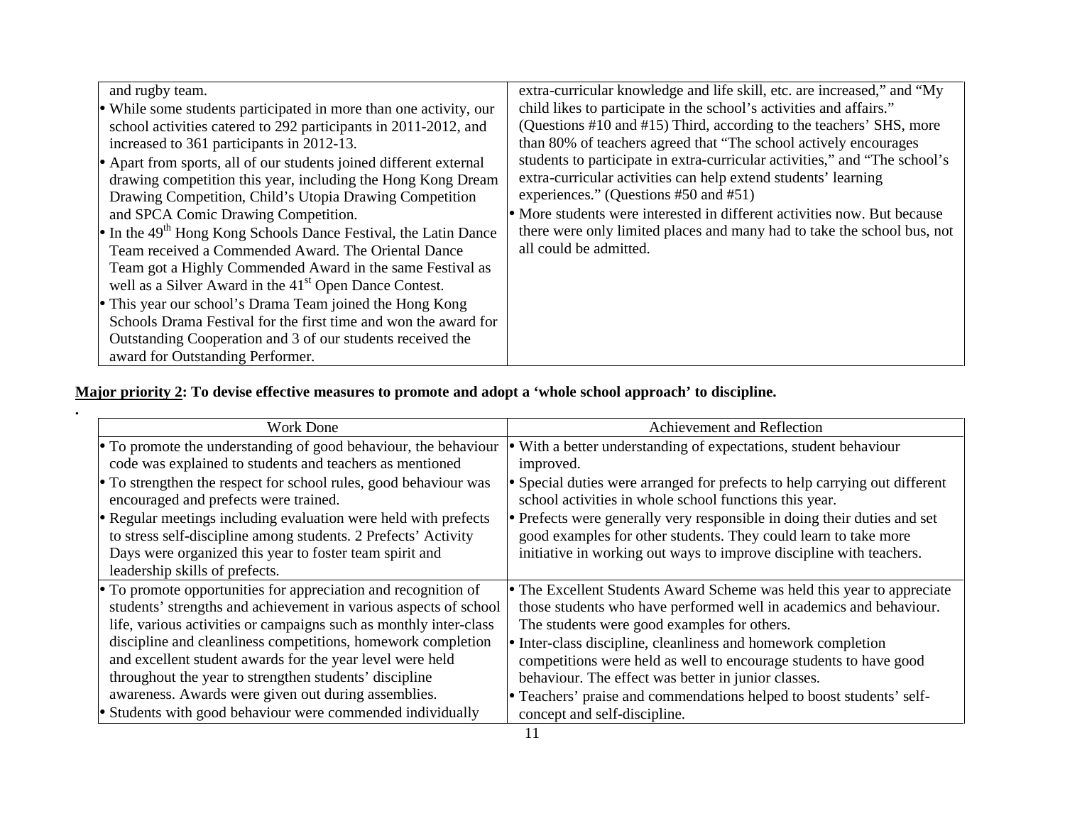| | |
|---|---|
| and rugby team.<br>• While some students participated in more than one activity, our school activities catered to 292 participants in 2011-2012, and increased to 361 participants in 2012-13.<br>• Apart from sports, all of our students joined different external drawing competition this year, including the Hong Kong Dream Drawing Competition, Child's Utopia Drawing Competition and SPCA Comic Drawing Competition.<br>• In the 49th Hong Kong Schools Dance Festival, the Latin Dance Team received a Commended Award. The Oriental Dance Team got a Highly Commended Award in the same Festival as well as a Silver Award in the 41st Open Dance Contest.<br>• This year our school's Drama Team joined the Hong Kong Schools Drama Festival for the first time and won the award for Outstanding Cooperation and 3 of our students received the award for Outstanding Performer. | extra-curricular knowledge and life skill, etc. are increased," and "My child likes to participate in the school's activities and affairs." (Questions #10 and #15) Third, according to the teachers' SHS, more than 80% of teachers agreed that "The school actively encourages students to participate in extra-curricular activities," and "The school's extra-curricular activities can help extend students' learning experiences." (Questions #50 and #51)<br>• More students were interested in different activities now. But because there were only limited places and many had to take the school bus, not all could be admitted. |

**Major priority 2: To devise effective measures to promote and adopt a 'whole school approach' to discipline.**

.

| Work Done | Achievement and Reflection |
|---|---|
| • To promote the understanding of good behaviour, the behaviour code was explained to students and teachers as mentioned<br>• To strengthen the respect for school rules, good behaviour was encouraged and prefects were trained.<br>• Regular meetings including evaluation were held with prefects to stress self-discipline among students. 2 Prefects' Activity Days were organized this year to foster team spirit and leadership skills of prefects. | • With a better understanding of expectations, student behaviour improved.<br>• Special duties were arranged for prefects to help carrying out different school activities in whole school functions this year.<br>• Prefects were generally very responsible in doing their duties and set good examples for other students. They could learn to take more initiative in working out ways to improve discipline with teachers. |
| • To promote opportunities for appreciation and recognition of students' strengths and achievement in various aspects of school life, various activities or campaigns such as monthly inter-class discipline and cleanliness competitions, homework completion and excellent student awards for the year level were held throughout the year to strengthen students' discipline awareness. Awards were given out during assemblies.<br>• Students with good behaviour were commended individually | • The Excellent Students Award Scheme was held this year to appreciate those students who have performed well in academics and behaviour. The students were good examples for others.<br>• Inter-class discipline, cleanliness and homework completion competitions were held as well to encourage students to have good behaviour. The effect was better in junior classes.<br>• Teachers' praise and commendations helped to boost students' self-concept and self-discipline. |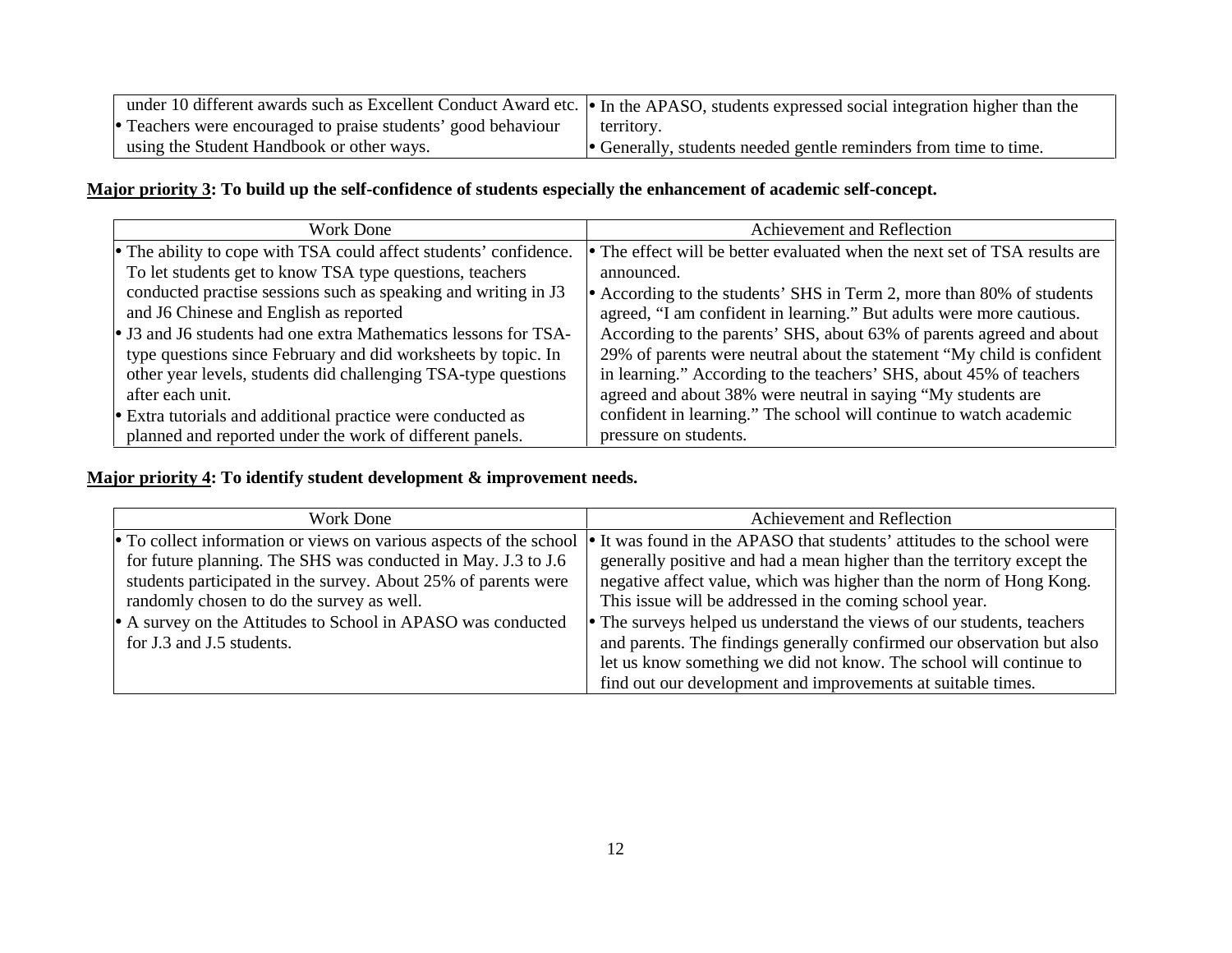| | |
|---|---|
| under 10 different awards such as Excellent Conduct Award etc.<br>• Teachers were encouraged to praise students' good behaviour using the Student Handbook or other ways. | • In the APASO, students expressed social integration higher than the territory.<br>• Generally, students needed gentle reminders from time to time. |

**<u>Major priority 3</u>: To build up the self-confidence of students especially the enhancement of academic self-concept.**

| Work Done | Achievement and Reflection |
|---|---|
| • The ability to cope with TSA could affect students' confidence. To let students get to know TSA type questions, teachers conducted practise sessions such as speaking and writing in J3 and J6 Chinese and English as reported<br>• J3 and J6 students had one extra Mathematics lessons for TSA-type questions since February and did worksheets by topic. In other year levels, students did challenging TSA-type questions after each unit.<br>• Extra tutorials and additional practice were conducted as planned and reported under the work of different panels. | • The effect will be better evaluated when the next set of TSA results are announced.<br>• According to the students' SHS in Term 2, more than 80% of students agreed, "I am confident in learning." But adults were more cautious. According to the parents' SHS, about 63% of parents agreed and about 29% of parents were neutral about the statement "My child is confident in learning." According to the teachers' SHS, about 45% of teachers agreed and about 38% were neutral in saying "My students are confident in learning." The school will continue to watch academic pressure on students. |

**<u>Major priority 4</u>: To identify student development & improvement needs.**

| Work Done | Achievement and Reflection |
|---|---|
| • To collect information or views on various aspects of the school for future planning. The SHS was conducted in May. J.3 to J.6 students participated in the survey. About 25% of parents were randomly chosen to do the survey as well.<br>• A survey on the Attitudes to School in APASO was conducted for J.3 and J.5 students. | • It was found in the APASO that students' attitudes to the school were generally positive and had a mean higher than the territory except the negative affect value, which was higher than the norm of Hong Kong. This issue will be addressed in the coming school year.<br>• The surveys helped us understand the views of our students, teachers and parents. The findings generally confirmed our observation but also let us know something we did not know. The school will continue to find out our development and improvements at suitable times. |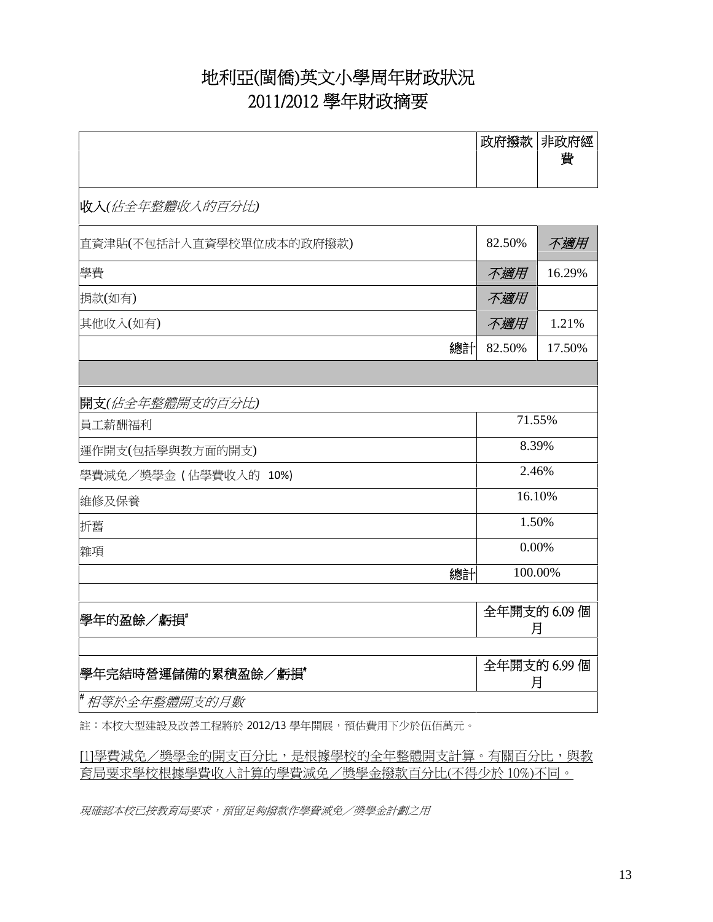# 地利亞(閩僑)英文小學周年財政狀況
# 2011/2012 學年財政摘要

| | 政府撥款 | 非政府經費 |
|---|---|---|
| 收入*(佔全年整體收入的百分比)* | | |
| 直資津貼(不包括計入直資學校單位成本的政府撥款) | 82.50% | *不適用* |
| 學費 | *不適用* | 16.29% |
| 捐款(如有) | *不適用* | |
| 其他收入(如有) | *不適用* | 1.21% |
| 總計 | 82.50% | 17.50% |
| | | |
| 開支*(佔全年整體開支的百分比)* | | |
| 員工薪酬福利 | 71.55% | |
| 運作開支(包括學與教方面的開支) | 8.39% | |
| 學費減免／獎學金 ( 佔學費收入的 10%) | 2.46% | |
| 維修及保養 | 16.10% | |
| 折舊 | 1.50% | |
| 雜項 | 0.00% | |
| 總計 | 100.00% | |
| | | |
| 學年的盈餘／虧損# | 全年開支的 6.09 個月 | |
| | | |
| 學年完結時營運儲備的累積盈餘／虧損# | 全年開支的 6.99 個月 | |
| *# 相等於全年整體開支的月數* | | |

註：本校大型建設及改善工程將於 2012/13 學年開展，預估費用下少於伍佰萬元。

[1]學費減免／獎學金的開支百分比，是根據學校的全年整體開支計算。有關百分比，與教育局要求學校根據學費收入計算的學費減免／獎學金撥款百分比(不得少於 10%)不同。

*現確認本校已按教育局要求，預留足夠撥款作學費減免／獎學金計劃之用*